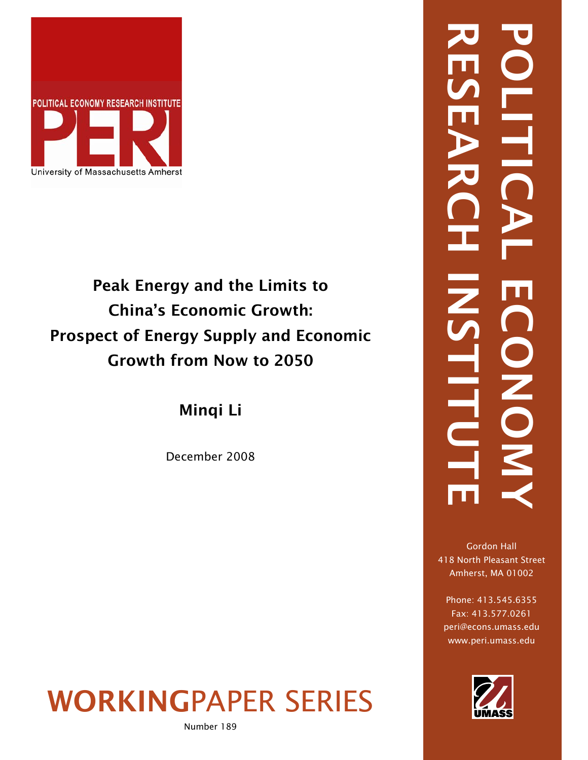POLITICAL ECONOMY RESEARCH INSTITUTE

PERI

University of Massachusetts Amherst

# Peak Energy and the Limits to China's Economic Growth: Prospect of Energy Supply and Economic Growth from Now to 2050

**Minqi Li**

December 2008

POLITICAL ECONOMY RESEARCH INSTITUTE

Gordon Hall
418 North Pleasant Street
Amherst, MA 01002

Phone: 413.545.6355
Fax: 413.577.0261
peri@econs.umass.edu
www.peri.umass.edu

UMASS

**WORKING**PAPER SERIES

Number 189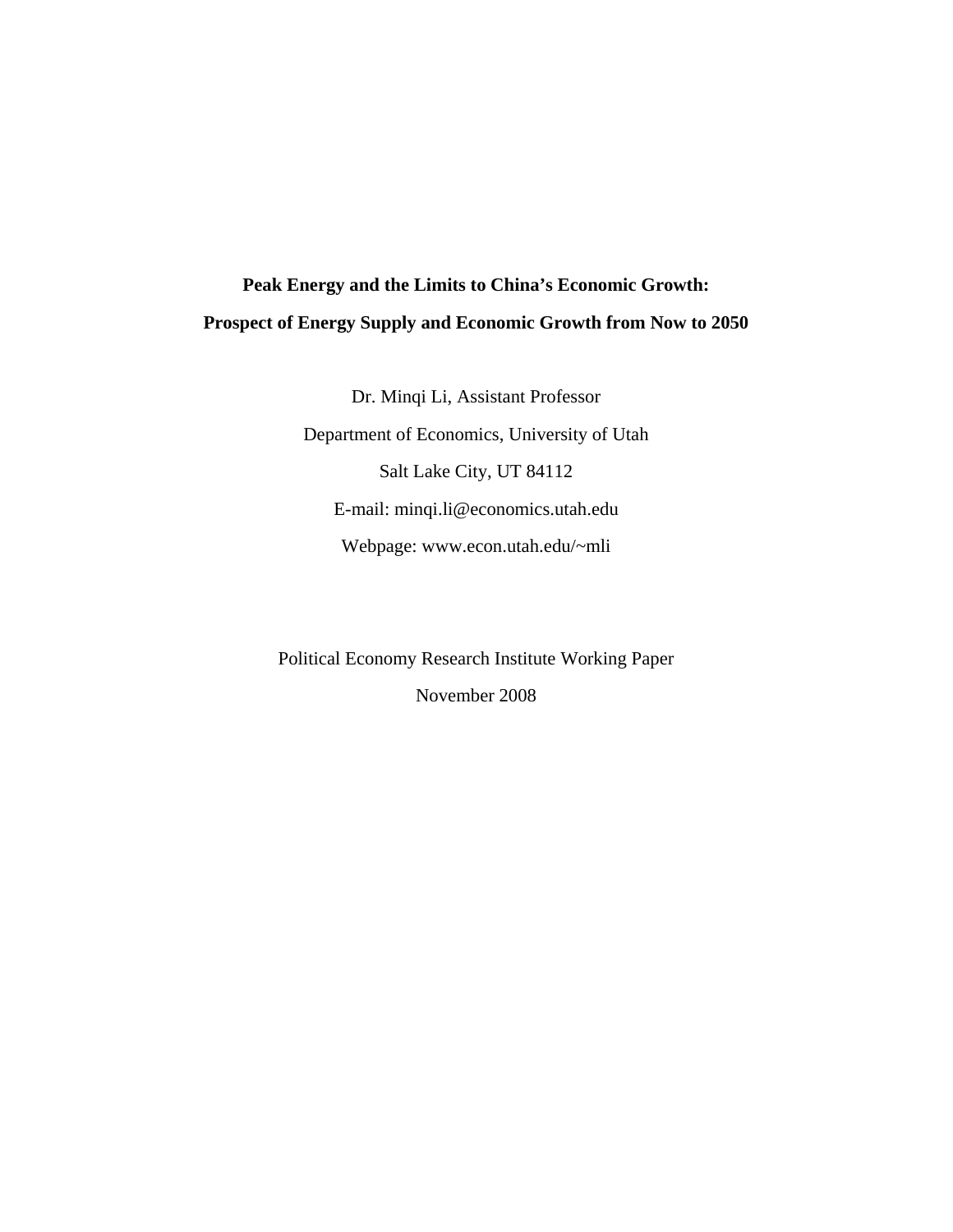**Peak Energy and the Limits to China's Economic Growth:**

**Prospect of Energy Supply and Economic Growth from Now to 2050**

Dr. Minqi Li, Assistant Professor

Department of Economics, University of Utah

Salt Lake City, UT 84112

E-mail: minqi.li@economics.utah.edu

Webpage: www.econ.utah.edu/~mli

Political Economy Research Institute Working Paper

November 2008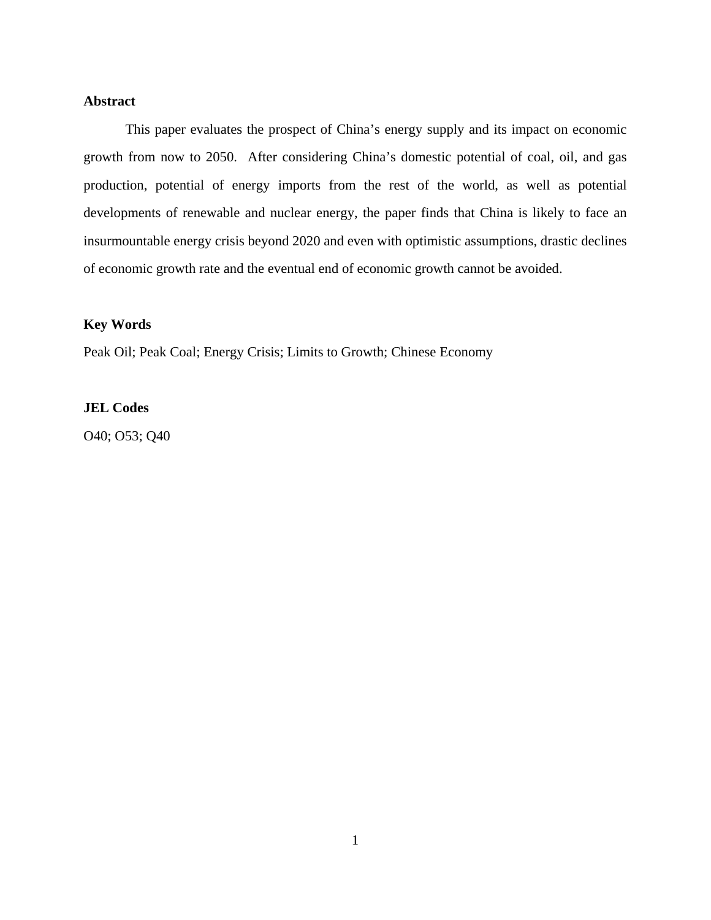**Abstract**

This paper evaluates the prospect of China's energy supply and its impact on economic growth from now to 2050. After considering China's domestic potential of coal, oil, and gas production, potential of energy imports from the rest of the world, as well as potential developments of renewable and nuclear energy, the paper finds that China is likely to face an insurmountable energy crisis beyond 2020 and even with optimistic assumptions, drastic declines of economic growth rate and the eventual end of economic growth cannot be avoided.

**Key Words**

Peak Oil; Peak Coal; Energy Crisis; Limits to Growth; Chinese Economy

**JEL Codes**

O40; O53; Q40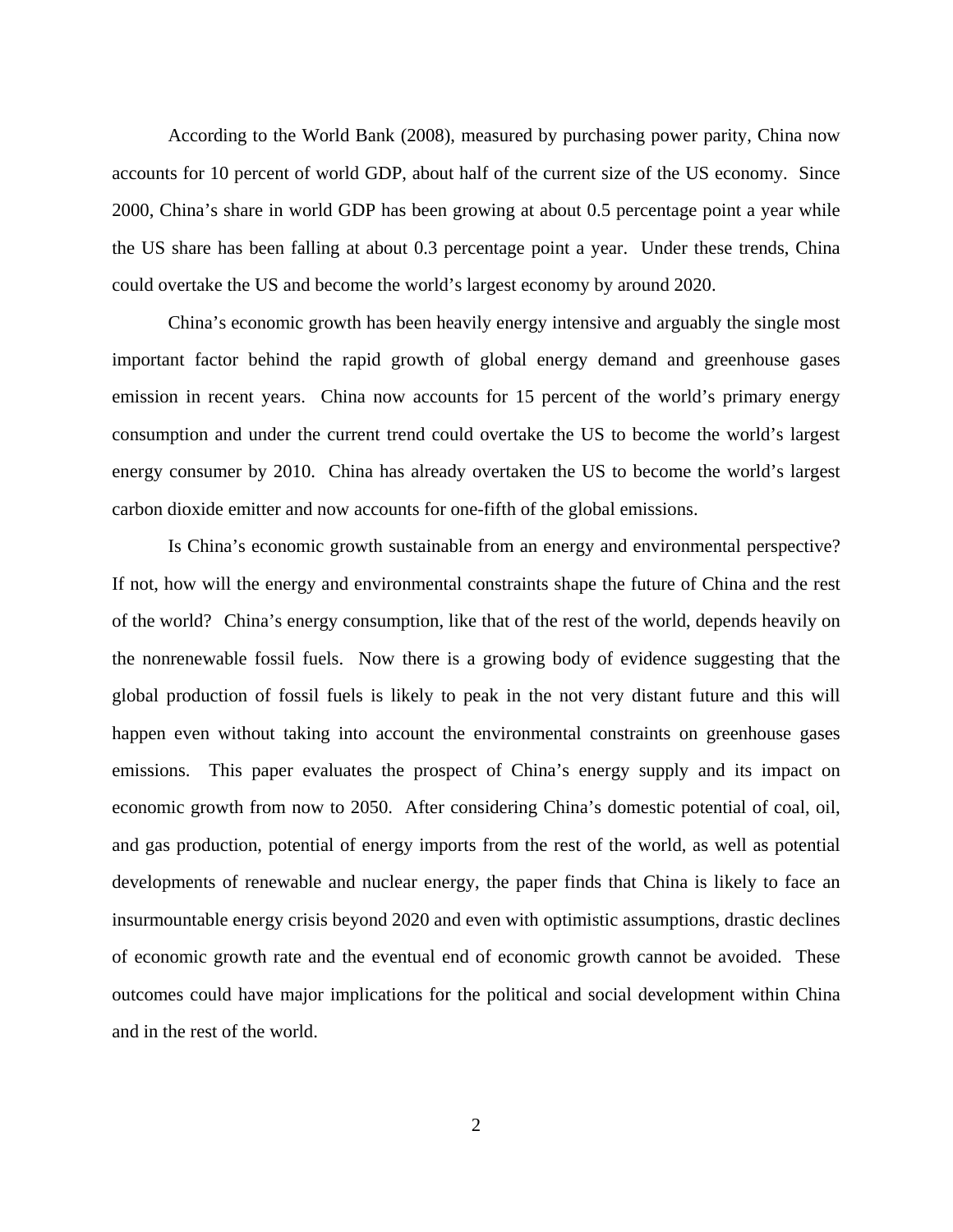According to the World Bank (2008), measured by purchasing power parity, China now accounts for 10 percent of world GDP, about half of the current size of the US economy. Since 2000, China's share in world GDP has been growing at about 0.5 percentage point a year while the US share has been falling at about 0.3 percentage point a year. Under these trends, China could overtake the US and become the world's largest economy by around 2020.

China's economic growth has been heavily energy intensive and arguably the single most important factor behind the rapid growth of global energy demand and greenhouse gases emission in recent years. China now accounts for 15 percent of the world's primary energy consumption and under the current trend could overtake the US to become the world's largest energy consumer by 2010. China has already overtaken the US to become the world's largest carbon dioxide emitter and now accounts for one-fifth of the global emissions.

Is China's economic growth sustainable from an energy and environmental perspective? If not, how will the energy and environmental constraints shape the future of China and the rest of the world? China's energy consumption, like that of the rest of the world, depends heavily on the nonrenewable fossil fuels. Now there is a growing body of evidence suggesting that the global production of fossil fuels is likely to peak in the not very distant future and this will happen even without taking into account the environmental constraints on greenhouse gases emissions. This paper evaluates the prospect of China's energy supply and its impact on economic growth from now to 2050. After considering China's domestic potential of coal, oil, and gas production, potential of energy imports from the rest of the world, as well as potential developments of renewable and nuclear energy, the paper finds that China is likely to face an insurmountable energy crisis beyond 2020 and even with optimistic assumptions, drastic declines of economic growth rate and the eventual end of economic growth cannot be avoided. These outcomes could have major implications for the political and social development within China and in the rest of the world.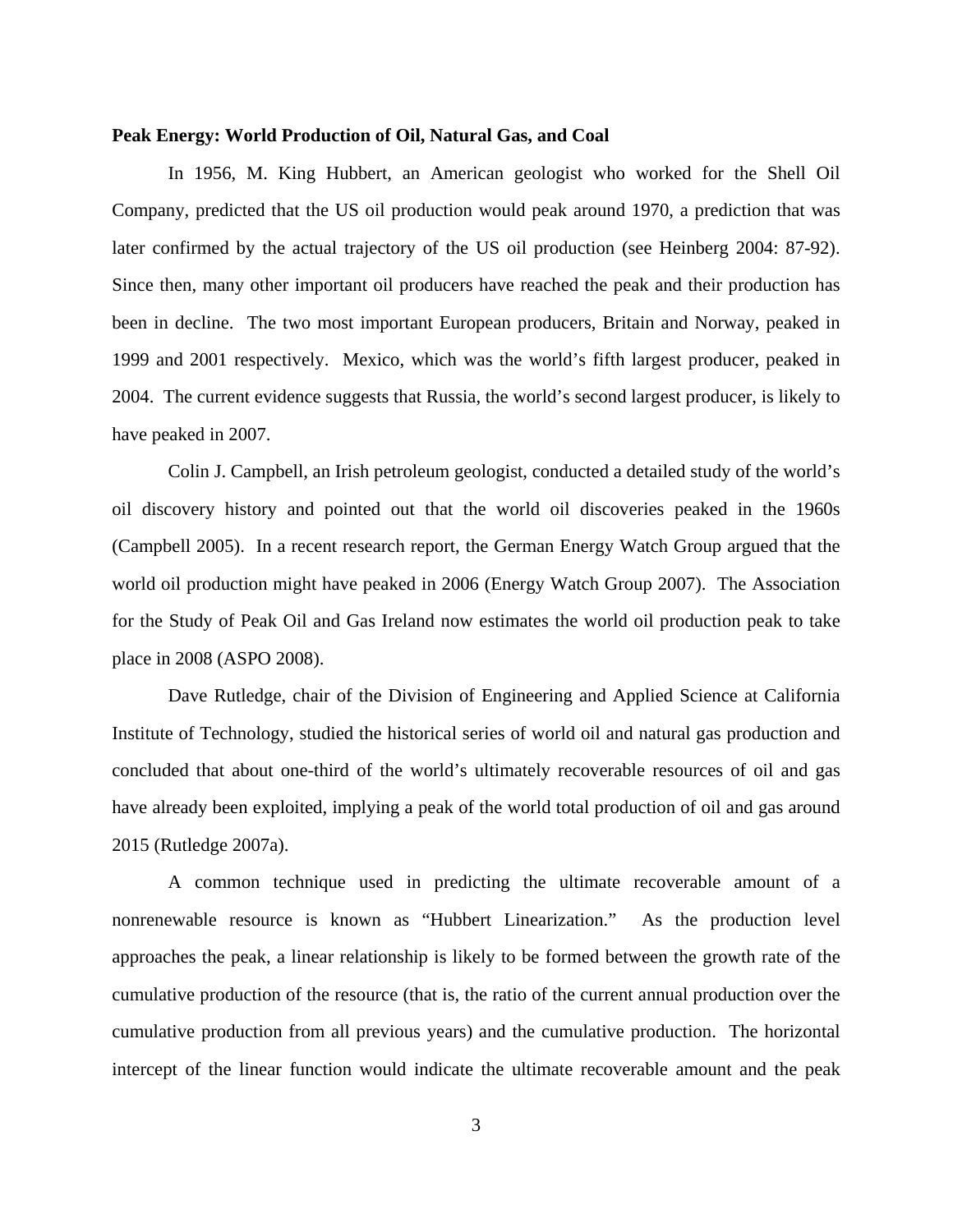**Peak Energy: World Production of Oil, Natural Gas, and Coal**

In 1956, M. King Hubbert, an American geologist who worked for the Shell Oil Company, predicted that the US oil production would peak around 1970, a prediction that was later confirmed by the actual trajectory of the US oil production (see Heinberg 2004: 87-92). Since then, many other important oil producers have reached the peak and their production has been in decline. The two most important European producers, Britain and Norway, peaked in 1999 and 2001 respectively. Mexico, which was the world's fifth largest producer, peaked in 2004. The current evidence suggests that Russia, the world's second largest producer, is likely to have peaked in 2007.

Colin J. Campbell, an Irish petroleum geologist, conducted a detailed study of the world's oil discovery history and pointed out that the world oil discoveries peaked in the 1960s (Campbell 2005). In a recent research report, the German Energy Watch Group argued that the world oil production might have peaked in 2006 (Energy Watch Group 2007). The Association for the Study of Peak Oil and Gas Ireland now estimates the world oil production peak to take place in 2008 (ASPO 2008).

Dave Rutledge, chair of the Division of Engineering and Applied Science at California Institute of Technology, studied the historical series of world oil and natural gas production and concluded that about one-third of the world's ultimately recoverable resources of oil and gas have already been exploited, implying a peak of the world total production of oil and gas around 2015 (Rutledge 2007a).

A common technique used in predicting the ultimate recoverable amount of a nonrenewable resource is known as "Hubbert Linearization." As the production level approaches the peak, a linear relationship is likely to be formed between the growth rate of the cumulative production of the resource (that is, the ratio of the current annual production over the cumulative production from all previous years) and the cumulative production. The horizontal intercept of the linear function would indicate the ultimate recoverable amount and the peak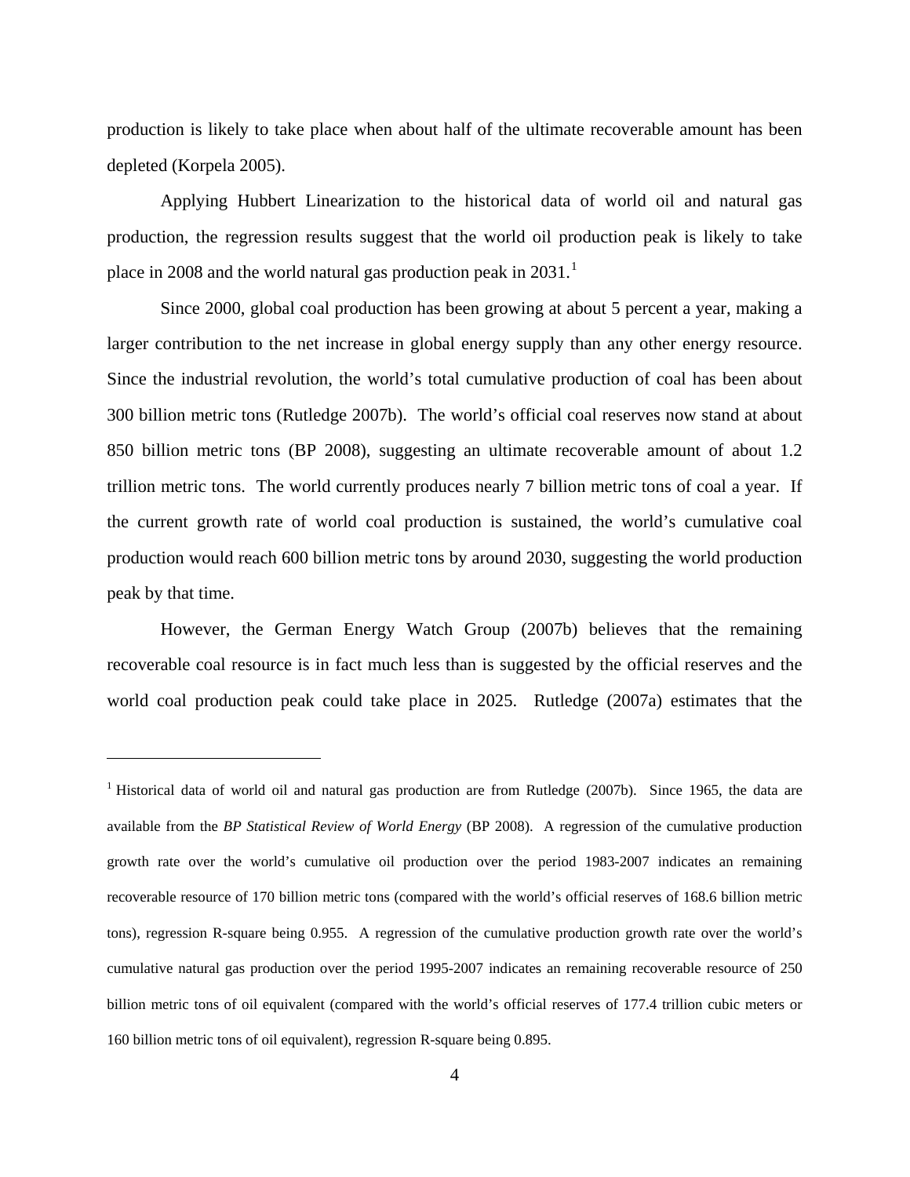production is likely to take place when about half of the ultimate recoverable amount has been depleted (Korpela 2005).

Applying Hubbert Linearization to the historical data of world oil and natural gas production, the regression results suggest that the world oil production peak is likely to take place in 2008 and the world natural gas production peak in 2031.[1]

Since 2000, global coal production has been growing at about 5 percent a year, making a larger contribution to the net increase in global energy supply than any other energy resource. Since the industrial revolution, the world's total cumulative production of coal has been about 300 billion metric tons (Rutledge 2007b). The world's official coal reserves now stand at about 850 billion metric tons (BP 2008), suggesting an ultimate recoverable amount of about 1.2 trillion metric tons. The world currently produces nearly 7 billion metric tons of coal a year. If the current growth rate of world coal production is sustained, the world's cumulative coal production would reach 600 billion metric tons by around 2030, suggesting the world production peak by that time.

However, the German Energy Watch Group (2007b) believes that the remaining recoverable coal resource is in fact much less than is suggested by the official reserves and the world coal production peak could take place in 2025. Rutledge (2007a) estimates that the

---

[1] Historical data of world oil and natural gas production are from Rutledge (2007b). Since 1965, the data are available from the *BP Statistical Review of World Energy* (BP 2008). A regression of the cumulative production growth rate over the world's cumulative oil production over the period 1983-2007 indicates an remaining recoverable resource of 170 billion metric tons (compared with the world's official reserves of 168.6 billion metric tons), regression R-square being 0.955. A regression of the cumulative production growth rate over the world's cumulative natural gas production over the period 1995-2007 indicates an remaining recoverable resource of 250 billion metric tons of oil equivalent (compared with the world's official reserves of 177.4 trillion cubic meters or 160 billion metric tons of oil equivalent), regression R-square being 0.895.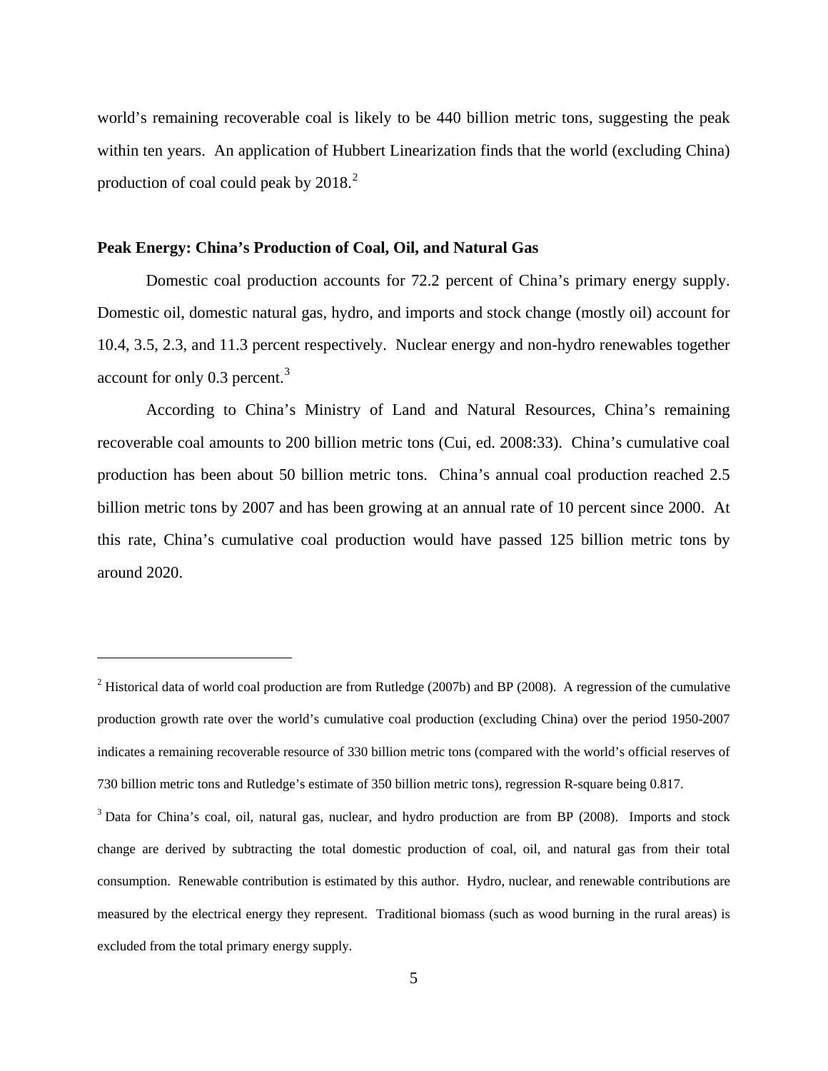world's remaining recoverable coal is likely to be 440 billion metric tons, suggesting the peak within ten years. An application of Hubbert Linearization finds that the world (excluding China) production of coal could peak by 2018.[2]

**Peak Energy: China's Production of Coal, Oil, and Natural Gas**

Domestic coal production accounts for 72.2 percent of China's primary energy supply. Domestic oil, domestic natural gas, hydro, and imports and stock change (mostly oil) account for 10.4, 3.5, 2.3, and 11.3 percent respectively. Nuclear energy and non-hydro renewables together account for only 0.3 percent.[3]

According to China's Ministry of Land and Natural Resources, China's remaining recoverable coal amounts to 200 billion metric tons (Cui, ed. 2008:33). China's cumulative coal production has been about 50 billion metric tons. China's annual coal production reached 2.5 billion metric tons by 2007 and has been growing at an annual rate of 10 percent since 2000. At this rate, China's cumulative coal production would have passed 125 billion metric tons by around 2020.

---

[2] Historical data of world coal production are from Rutledge (2007b) and BP (2008). A regression of the cumulative production growth rate over the world's cumulative coal production (excluding China) over the period 1950-2007 indicates a remaining recoverable resource of 330 billion metric tons (compared with the world's official reserves of 730 billion metric tons and Rutledge's estimate of 350 billion metric tons), regression R-square being 0.817.

[3] Data for China's coal, oil, natural gas, nuclear, and hydro production are from BP (2008). Imports and stock change are derived by subtracting the total domestic production of coal, oil, and natural gas from their total consumption. Renewable contribution is estimated by this author. Hydro, nuclear, and renewable contributions are measured by the electrical energy they represent. Traditional biomass (such as wood burning in the rural areas) is excluded from the total primary energy supply.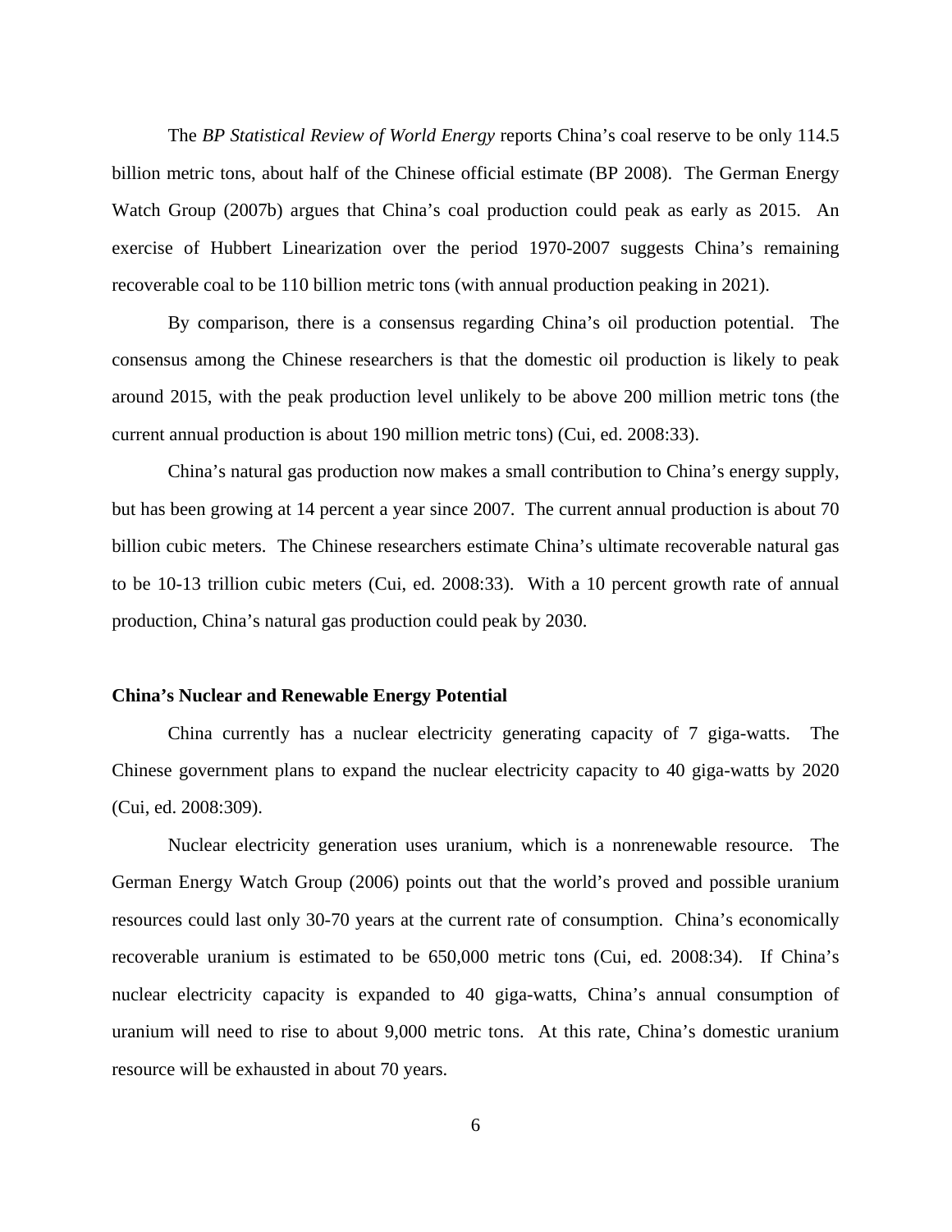The *BP Statistical Review of World Energy* reports China's coal reserve to be only 114.5 billion metric tons, about half of the Chinese official estimate (BP 2008). The German Energy Watch Group (2007b) argues that China's coal production could peak as early as 2015. An exercise of Hubbert Linearization over the period 1970-2007 suggests China's remaining recoverable coal to be 110 billion metric tons (with annual production peaking in 2021).

By comparison, there is a consensus regarding China's oil production potential. The consensus among the Chinese researchers is that the domestic oil production is likely to peak around 2015, with the peak production level unlikely to be above 200 million metric tons (the current annual production is about 190 million metric tons) (Cui, ed. 2008:33).

China's natural gas production now makes a small contribution to China's energy supply, but has been growing at 14 percent a year since 2007. The current annual production is about 70 billion cubic meters. The Chinese researchers estimate China's ultimate recoverable natural gas to be 10-13 trillion cubic meters (Cui, ed. 2008:33). With a 10 percent growth rate of annual production, China's natural gas production could peak by 2030.

### China's Nuclear and Renewable Energy Potential

China currently has a nuclear electricity generating capacity of 7 giga-watts. The Chinese government plans to expand the nuclear electricity capacity to 40 giga-watts by 2020 (Cui, ed. 2008:309).

Nuclear electricity generation uses uranium, which is a nonrenewable resource. The German Energy Watch Group (2006) points out that the world's proved and possible uranium resources could last only 30-70 years at the current rate of consumption. China's economically recoverable uranium is estimated to be 650,000 metric tons (Cui, ed. 2008:34). If China's nuclear electricity capacity is expanded to 40 giga-watts, China's annual consumption of uranium will need to rise to about 9,000 metric tons. At this rate, China's domestic uranium resource will be exhausted in about 70 years.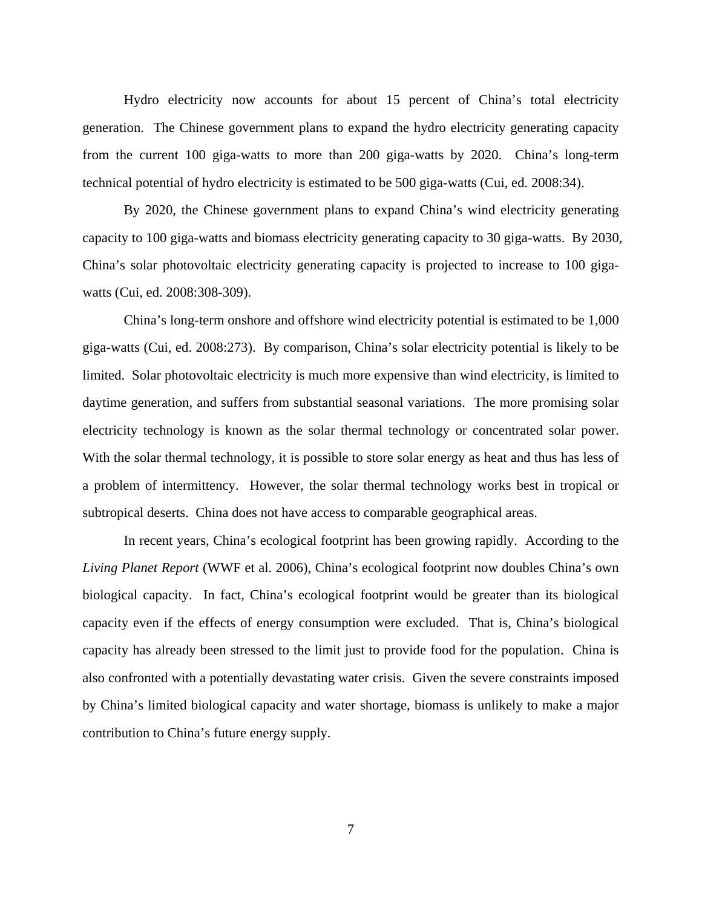Hydro electricity now accounts for about 15 percent of China's total electricity generation. The Chinese government plans to expand the hydro electricity generating capacity from the current 100 giga-watts to more than 200 giga-watts by 2020. China's long-term technical potential of hydro electricity is estimated to be 500 giga-watts (Cui, ed. 2008:34).

By 2020, the Chinese government plans to expand China's wind electricity generating capacity to 100 giga-watts and biomass electricity generating capacity to 30 giga-watts. By 2030, China's solar photovoltaic electricity generating capacity is projected to increase to 100 giga-watts (Cui, ed. 2008:308-309).

China's long-term onshore and offshore wind electricity potential is estimated to be 1,000 giga-watts (Cui, ed. 2008:273). By comparison, China's solar electricity potential is likely to be limited. Solar photovoltaic electricity is much more expensive than wind electricity, is limited to daytime generation, and suffers from substantial seasonal variations. The more promising solar electricity technology is known as the solar thermal technology or concentrated solar power. With the solar thermal technology, it is possible to store solar energy as heat and thus has less of a problem of intermittency. However, the solar thermal technology works best in tropical or subtropical deserts. China does not have access to comparable geographical areas.

In recent years, China's ecological footprint has been growing rapidly. According to the *Living Planet Report* (WWF et al. 2006), China's ecological footprint now doubles China's own biological capacity. In fact, China's ecological footprint would be greater than its biological capacity even if the effects of energy consumption were excluded. That is, China's biological capacity has already been stressed to the limit just to provide food for the population. China is also confronted with a potentially devastating water crisis. Given the severe constraints imposed by China's limited biological capacity and water shortage, biomass is unlikely to make a major contribution to China's future energy supply.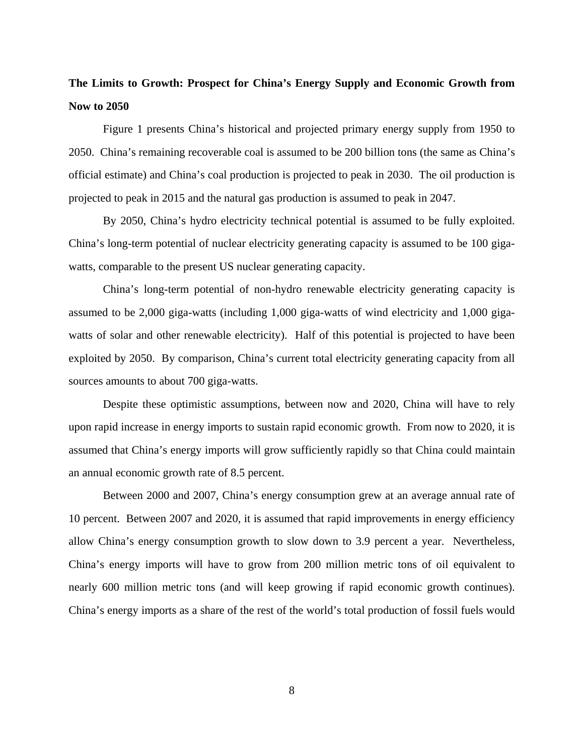**The Limits to Growth: Prospect for China's Energy Supply and Economic Growth from Now to 2050**

Figure 1 presents China's historical and projected primary energy supply from 1950 to 2050. China's remaining recoverable coal is assumed to be 200 billion tons (the same as China's official estimate) and China's coal production is projected to peak in 2030. The oil production is projected to peak in 2015 and the natural gas production is assumed to peak in 2047.

By 2050, China's hydro electricity technical potential is assumed to be fully exploited. China's long-term potential of nuclear electricity generating capacity is assumed to be 100 giga-watts, comparable to the present US nuclear generating capacity.

China's long-term potential of non-hydro renewable electricity generating capacity is assumed to be 2,000 giga-watts (including 1,000 giga-watts of wind electricity and 1,000 giga-watts of solar and other renewable electricity). Half of this potential is projected to have been exploited by 2050. By comparison, China's current total electricity generating capacity from all sources amounts to about 700 giga-watts.

Despite these optimistic assumptions, between now and 2020, China will have to rely upon rapid increase in energy imports to sustain rapid economic growth. From now to 2020, it is assumed that China's energy imports will grow sufficiently rapidly so that China could maintain an annual economic growth rate of 8.5 percent.

Between 2000 and 2007, China's energy consumption grew at an average annual rate of 10 percent. Between 2007 and 2020, it is assumed that rapid improvements in energy efficiency allow China's energy consumption growth to slow down to 3.9 percent a year. Nevertheless, China's energy imports will have to grow from 200 million metric tons of oil equivalent to nearly 600 million metric tons (and will keep growing if rapid economic growth continues). China's energy imports as a share of the rest of the world's total production of fossil fuels would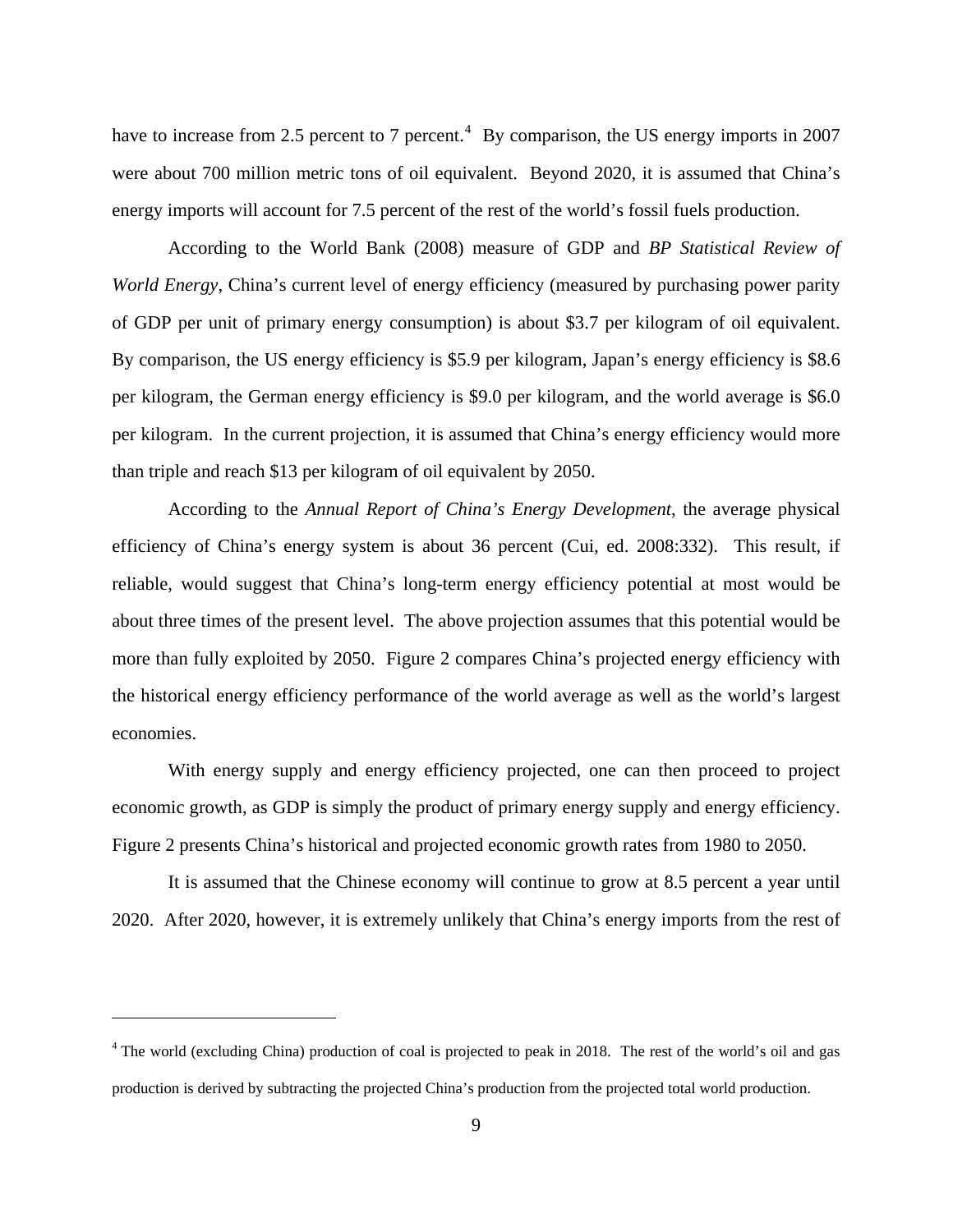have to increase from 2.5 percent to 7 percent.[4] By comparison, the US energy imports in 2007 were about 700 million metric tons of oil equivalent. Beyond 2020, it is assumed that China's energy imports will account for 7.5 percent of the rest of the world's fossil fuels production.

According to the World Bank (2008) measure of GDP and *BP Statistical Review of World Energy*, China's current level of energy efficiency (measured by purchasing power parity of GDP per unit of primary energy consumption) is about \$3.7 per kilogram of oil equivalent. By comparison, the US energy efficiency is \$5.9 per kilogram, Japan's energy efficiency is \$8.6 per kilogram, the German energy efficiency is \$9.0 per kilogram, and the world average is \$6.0 per kilogram. In the current projection, it is assumed that China's energy efficiency would more than triple and reach \$13 per kilogram of oil equivalent by 2050.

According to the *Annual Report of China's Energy Development*, the average physical efficiency of China's energy system is about 36 percent (Cui, ed. 2008:332). This result, if reliable, would suggest that China's long-term energy efficiency potential at most would be about three times of the present level. The above projection assumes that this potential would be more than fully exploited by 2050. Figure 2 compares China's projected energy efficiency with the historical energy efficiency performance of the world average as well as the world's largest economies.

With energy supply and energy efficiency projected, one can then proceed to project economic growth, as GDP is simply the product of primary energy supply and energy efficiency. Figure 2 presents China's historical and projected economic growth rates from 1980 to 2050.

It is assumed that the Chinese economy will continue to grow at 8.5 percent a year until 2020. After 2020, however, it is extremely unlikely that China's energy imports from the rest of

---

[4] The world (excluding China) production of coal is projected to peak in 2018. The rest of the world's oil and gas production is derived by subtracting the projected China's production from the projected total world production.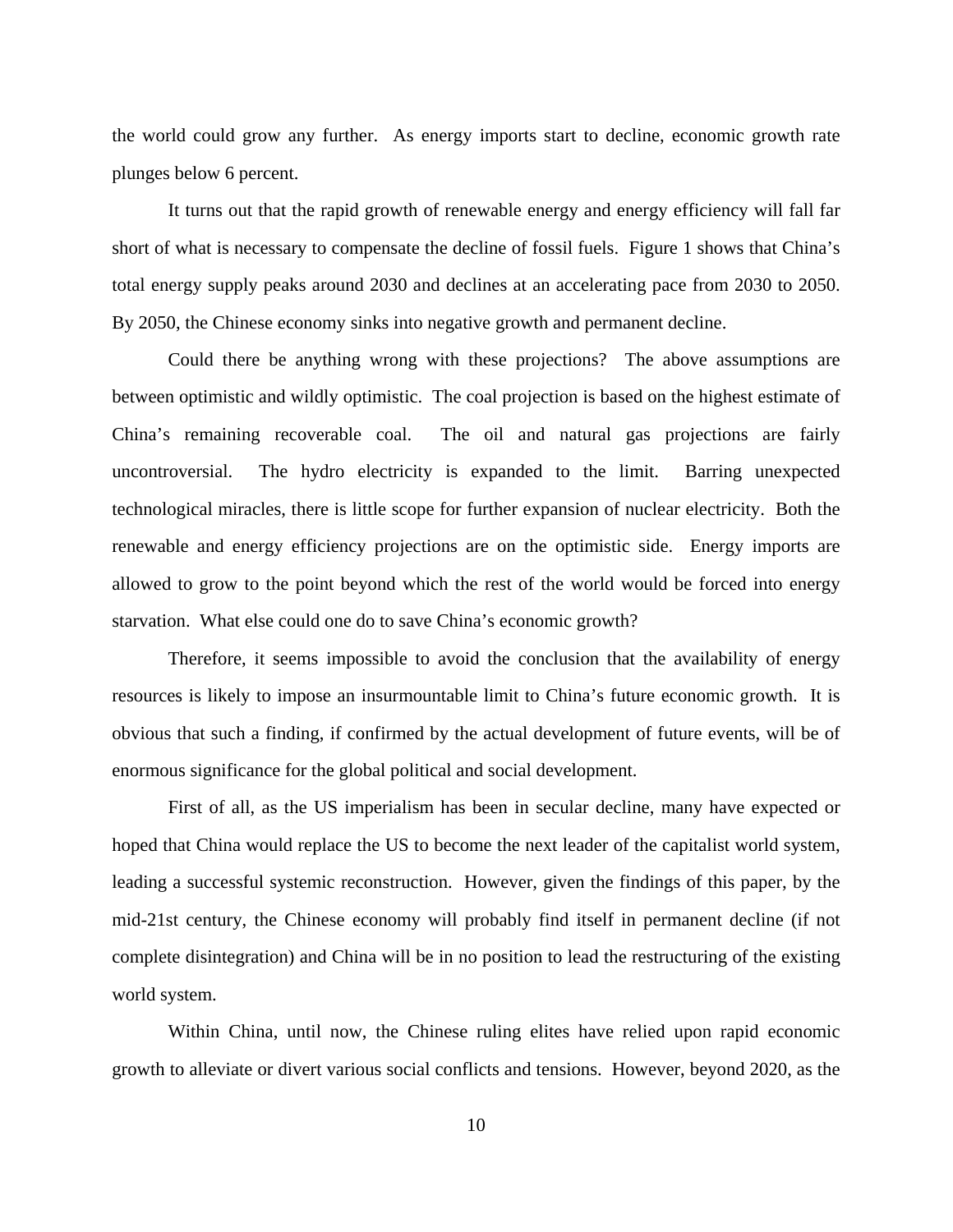the world could grow any further. As energy imports start to decline, economic growth rate plunges below 6 percent.

It turns out that the rapid growth of renewable energy and energy efficiency will fall far short of what is necessary to compensate the decline of fossil fuels. Figure 1 shows that China's total energy supply peaks around 2030 and declines at an accelerating pace from 2030 to 2050. By 2050, the Chinese economy sinks into negative growth and permanent decline.

Could there be anything wrong with these projections? The above assumptions are between optimistic and wildly optimistic. The coal projection is based on the highest estimate of China's remaining recoverable coal. The oil and natural gas projections are fairly uncontroversial. The hydro electricity is expanded to the limit. Barring unexpected technological miracles, there is little scope for further expansion of nuclear electricity. Both the renewable and energy efficiency projections are on the optimistic side. Energy imports are allowed to grow to the point beyond which the rest of the world would be forced into energy starvation. What else could one do to save China's economic growth?

Therefore, it seems impossible to avoid the conclusion that the availability of energy resources is likely to impose an insurmountable limit to China's future economic growth. It is obvious that such a finding, if confirmed by the actual development of future events, will be of enormous significance for the global political and social development.

First of all, as the US imperialism has been in secular decline, many have expected or hoped that China would replace the US to become the next leader of the capitalist world system, leading a successful systemic reconstruction. However, given the findings of this paper, by the mid-21st century, the Chinese economy will probably find itself in permanent decline (if not complete disintegration) and China will be in no position to lead the restructuring of the existing world system.

Within China, until now, the Chinese ruling elites have relied upon rapid economic growth to alleviate or divert various social conflicts and tensions. However, beyond 2020, as the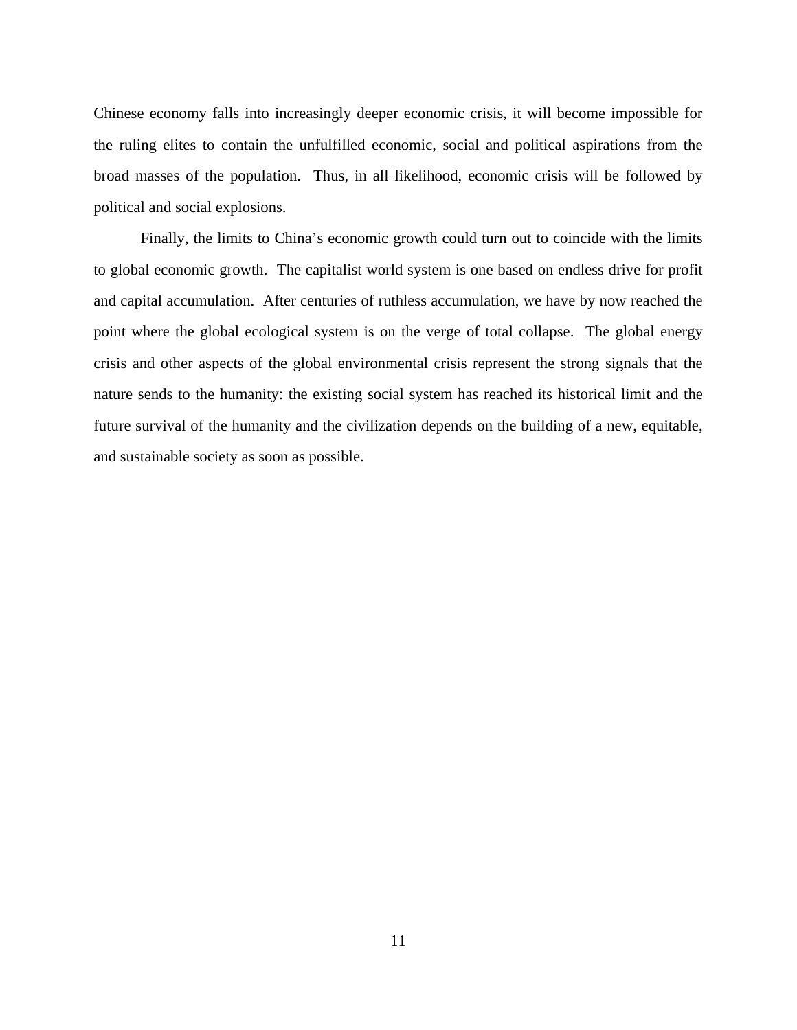Chinese economy falls into increasingly deeper economic crisis, it will become impossible for the ruling elites to contain the unfulfilled economic, social and political aspirations from the broad masses of the population. Thus, in all likelihood, economic crisis will be followed by political and social explosions.

Finally, the limits to China's economic growth could turn out to coincide with the limits to global economic growth. The capitalist world system is one based on endless drive for profit and capital accumulation. After centuries of ruthless accumulation, we have by now reached the point where the global ecological system is on the verge of total collapse. The global energy crisis and other aspects of the global environmental crisis represent the strong signals that the nature sends to the humanity: the existing social system has reached its historical limit and the future survival of the humanity and the civilization depends on the building of a new, equitable, and sustainable society as soon as possible.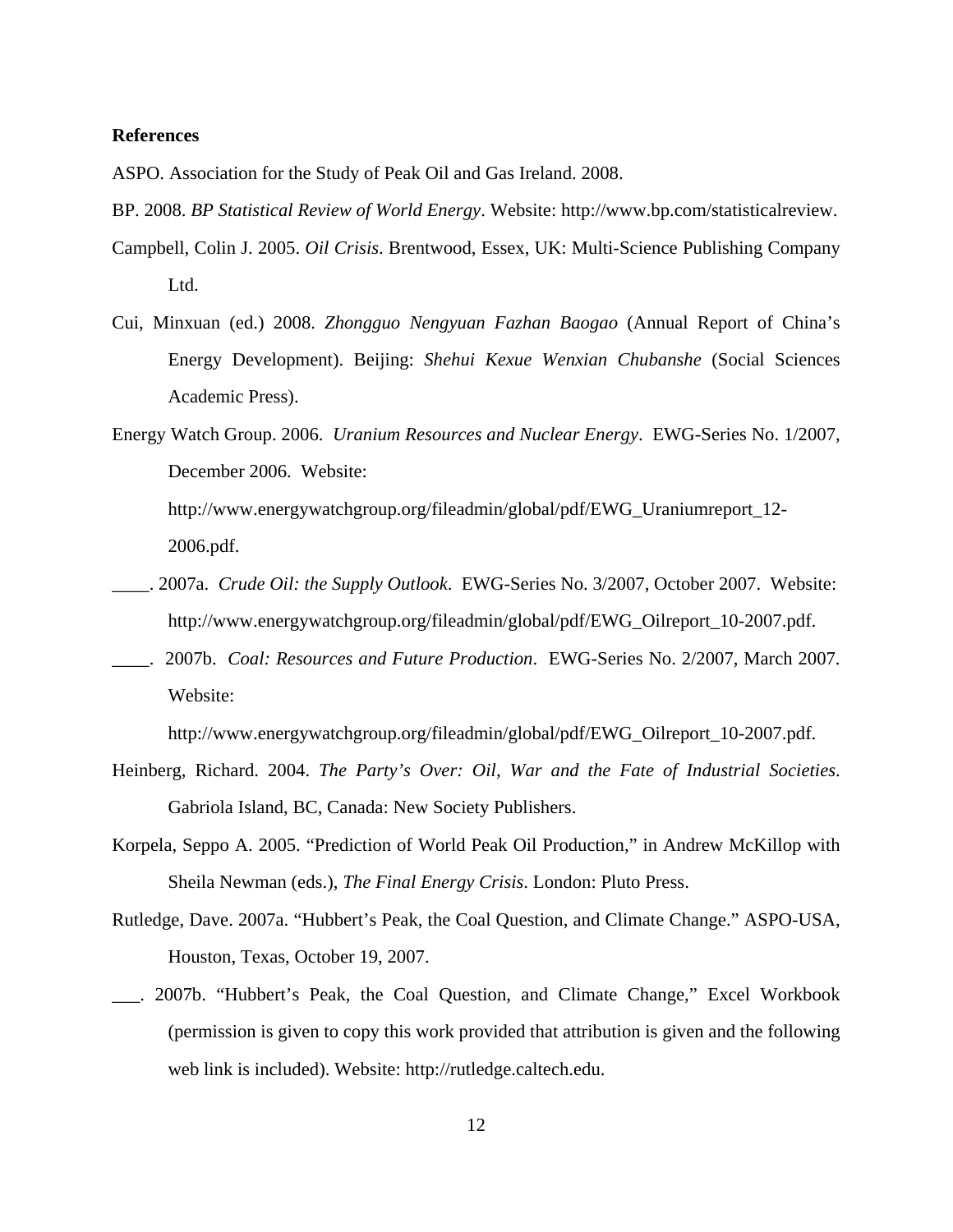**References**

ASPO. Association for the Study of Peak Oil and Gas Ireland. 2008.

BP. 2008. *BP Statistical Review of World Energy*. Website: http://www.bp.com/statisticalreview.

Campbell, Colin J. 2005. *Oil Crisis*. Brentwood, Essex, UK: Multi-Science Publishing Company Ltd.

Cui, Minxuan (ed.) 2008. *Zhongguo Nengyuan Fazhan Baogao* (Annual Report of China's Energy Development). Beijing: *Shehui Kexue Wenxian Chubanshe* (Social Sciences Academic Press).

Energy Watch Group. 2006. *Uranium Resources and Nuclear Energy*. EWG-Series No. 1/2007, December 2006. Website: http://www.energywatchgroup.org/fileadmin/global/pdf/EWG_Uraniumreport_12-2006.pdf.

____. 2007a. *Crude Oil: the Supply Outlook*. EWG-Series No. 3/2007, October 2007. Website: http://www.energywatchgroup.org/fileadmin/global/pdf/EWG_Oilreport_10-2007.pdf.

____. 2007b. *Coal: Resources and Future Production*. EWG-Series No. 2/2007, March 2007. Website: http://www.energywatchgroup.org/fileadmin/global/pdf/EWG_Oilreport_10-2007.pdf.

Heinberg, Richard. 2004. *The Party's Over: Oil, War and the Fate of Industrial Societies*. Gabriola Island, BC, Canada: New Society Publishers.

Korpela, Seppo A. 2005. "Prediction of World Peak Oil Production," in Andrew McKillop with Sheila Newman (eds.), *The Final Energy Crisis*. London: Pluto Press.

Rutledge, Dave. 2007a. "Hubbert's Peak, the Coal Question, and Climate Change." ASPO-USA, Houston, Texas, October 19, 2007.

___. 2007b. "Hubbert's Peak, the Coal Question, and Climate Change," Excel Workbook (permission is given to copy this work provided that attribution is given and the following web link is included). Website: http://rutledge.caltech.edu.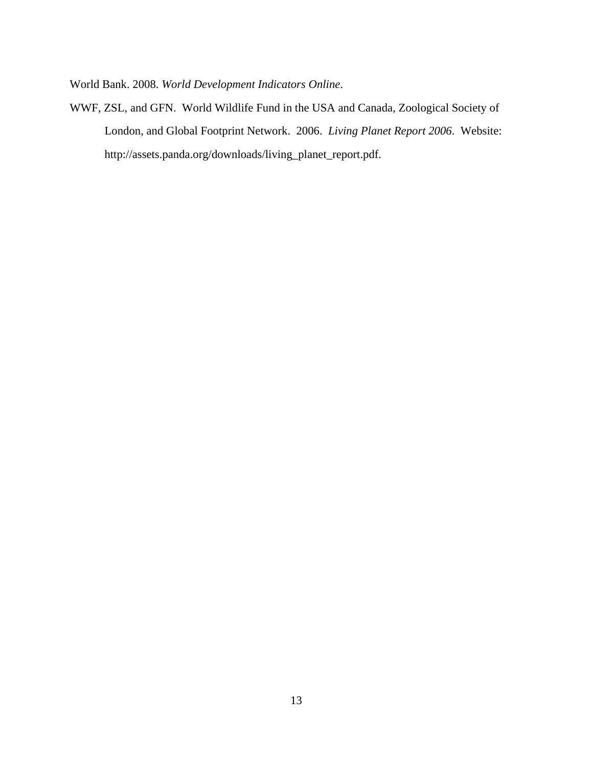World Bank. 2008. *World Development Indicators Online*.

WWF, ZSL, and GFN. World Wildlife Fund in the USA and Canada, Zoological Society of London, and Global Footprint Network. 2006. *Living Planet Report 2006*. Website: http://assets.panda.org/downloads/living_planet_report.pdf.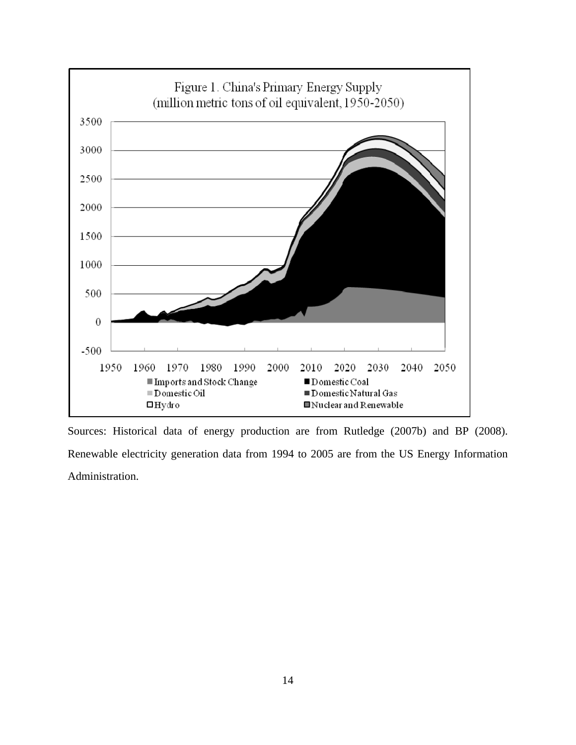Figure 1. China's Primary Energy Supply
(million metric tons of oil equivalent, 1950-2050)

Sources: Historical data of energy production are from Rutledge (2007b) and BP (2008). Renewable electricity generation data from 1994 to 2005 are from the US Energy Information Administration.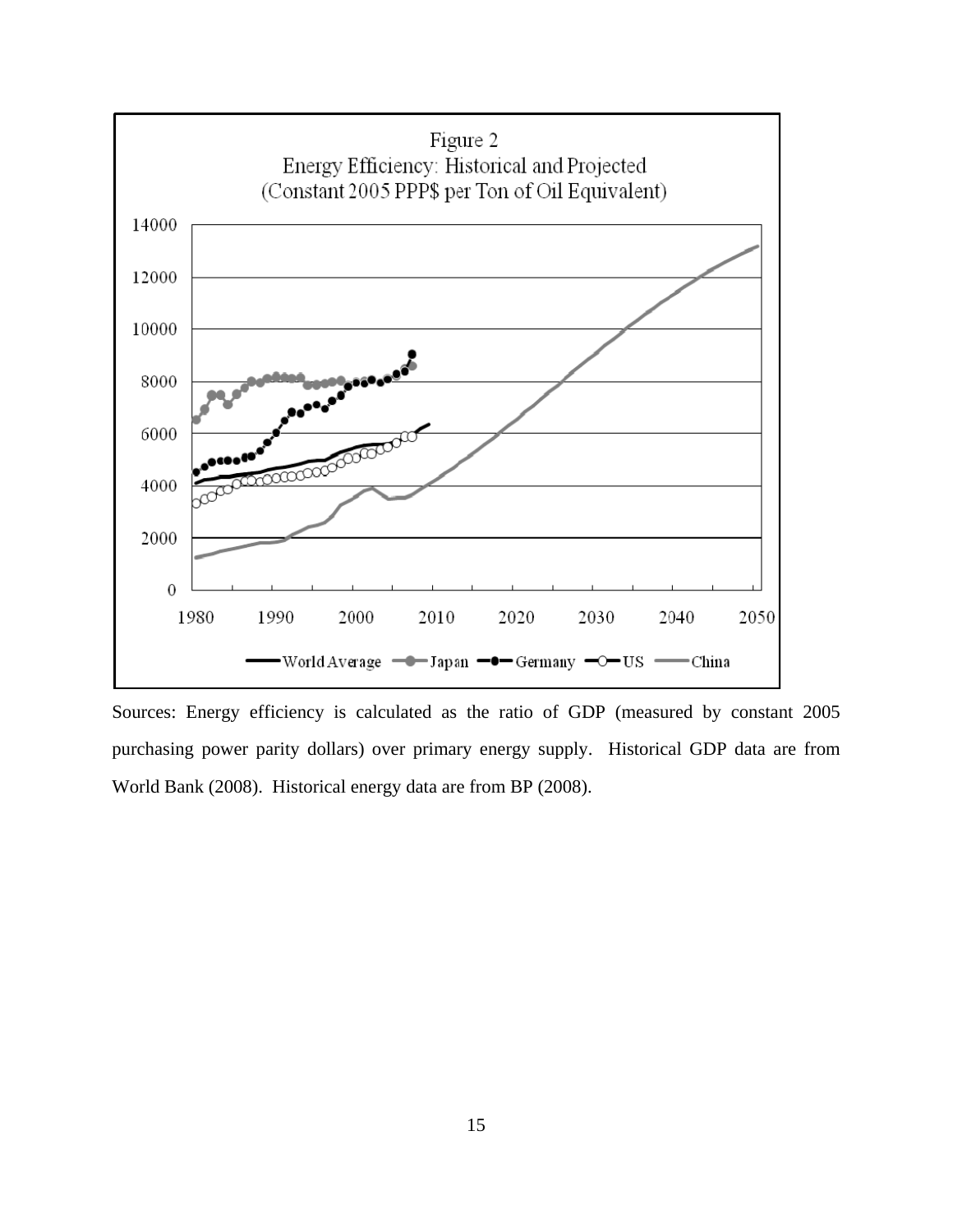Figure 2
Energy Efficiency: Historical and Projected
(Constant 2005 PPP$ per Ton of Oil Equivalent)

Sources: Energy efficiency is calculated as the ratio of GDP (measured by constant 2005 purchasing power parity dollars) over primary energy supply. Historical GDP data are from World Bank (2008). Historical energy data are from BP (2008).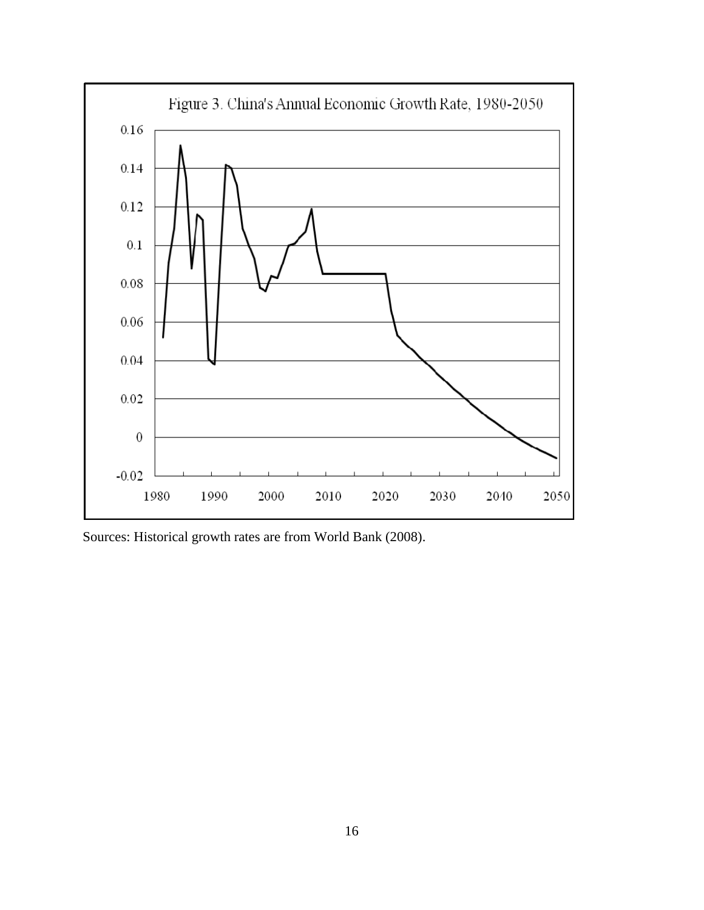Figure 3. China's Annual Economic Growth Rate, 1980-2050

0.16
0.14
0.12
0.1
0.08
0.06
0.04
0.02
0
-0.02

1980 1990 2000 2010 2020 2030 2040 2050

Sources: Historical growth rates are from World Bank (2008).